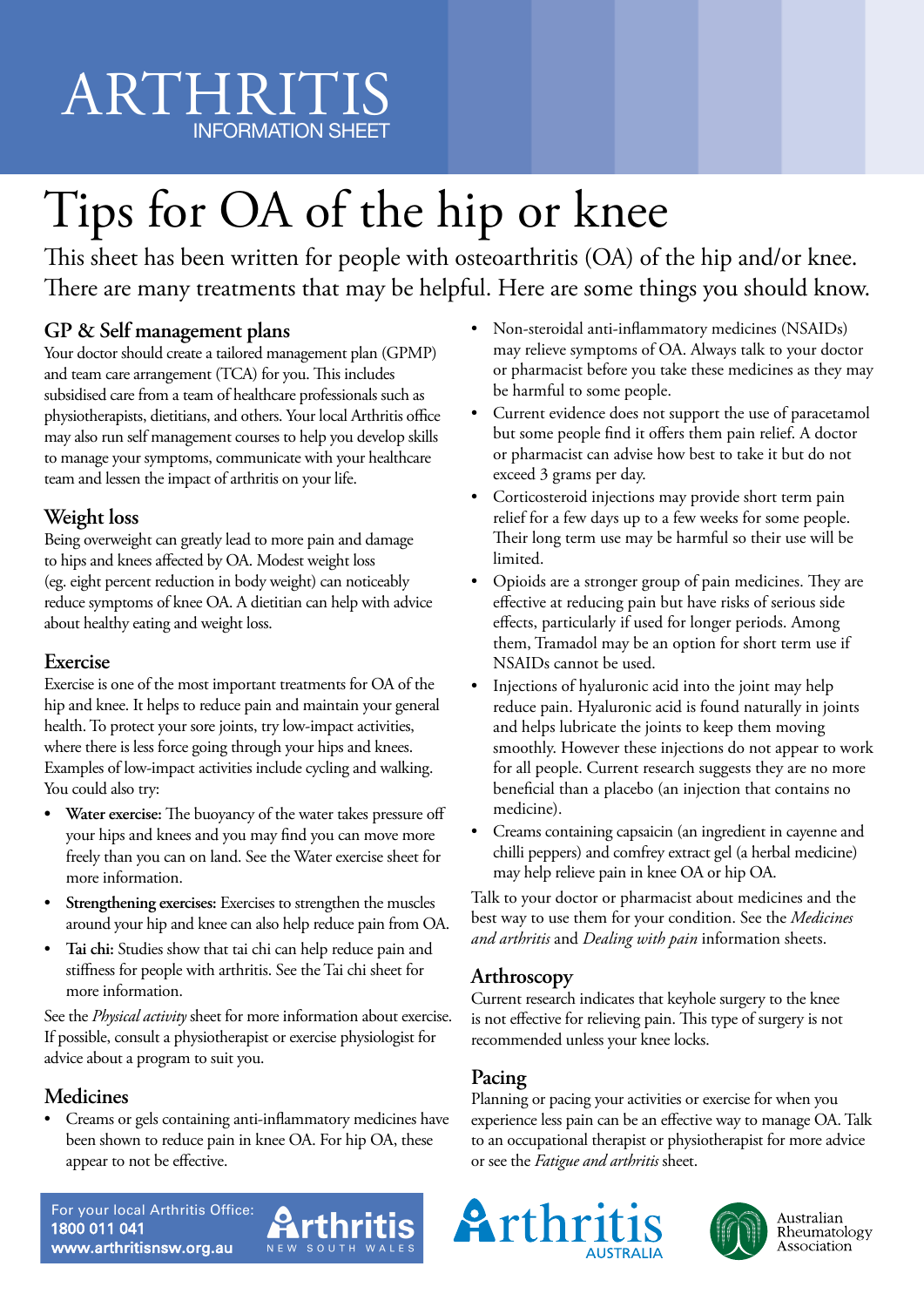# ARTHRITIS

INFORMATION SHEET

# Tips for OA of the hip or knee

This sheet has been written for people with osteoarthritis (OA) of the hip and/or knee. There are many treatments that may be helpful. Here are some things you should know.

## GP & Self management plans

Your doctor should create a tailored management plan (GPMP) and team care arrangement (TCA) for you. This includes subsidised care from a team of healthcare professionals such as physiotherapists, dietitians, and others. Your local Arthritis office may also run self management courses to help you develop skills to manage your symptoms, communicate with your healthcare team and lessen the impact of arthritis on your life.

## Weight loss

Being overweight can greatly lead to more pain and damage to hips and knees affected by OA. Modest weight loss (eg. eight percent reduction in body weight) can noticeably reduce symptoms of knee OA. A dietitian can help with advice about healthy eating and weight loss.

## Exercise

Exercise is one of the most important treatments for OA of the hip and knee. It helps to reduce pain and maintain your general health. To protect your sore joints, try low-impact activities, where there is less force going through your hips and knees. Examples of low-impact activities include cycling and walking. You could also try:

- **Water exercise:** The buoyancy of the water takes pressure off your hips and knees and you may find you can move more freely than you can on land. See the Water exercise sheet for more information.
- **Strengthening exercises:** Exercises to strengthen the muscles around your hip and knee can also help reduce pain from OA.
- **Tai chi:** Studies show that tai chi can help reduce pain and stiffness for people with arthritis. See the Tai chi sheet for more information.

See the *Physical activity* sheet for more information about exercise. If possible, consult a physiotherapist or exercise physiologist for advice about a program to suit you.

## Medicines

- Creams or gels containing anti-inflammatory medicines have been shown to reduce pain in knee OA. For hip OA, these appear to not be effective.
- Non-steroidal anti-inflammatory medicines (NSAIDs) may relieve symptoms of OA. Always talk to your doctor or pharmacist before you take these medicines as they may be harmful to some people.
- Current evidence does not support the use of paracetamol but some people find it offers them pain relief. A doctor or pharmacist can advise how best to take it but do not exceed 3 grams per day.
- Corticosteroid injections may provide short term pain relief for a few days up to a few weeks for some people. Their long term use may be harmful so their use will be limited.
- Opioids are a stronger group of pain medicines. They are effective at reducing pain but have risks of serious side effects, particularly if used for longer periods. Among them, Tramadol may be an option for short term use if NSAIDs cannot be used.
- Injections of hyaluronic acid into the joint may help reduce pain. Hyaluronic acid is found naturally in joints and helps lubricate the joints to keep them moving smoothly. However these injections do not appear to work for all people. Current research suggests they are no more beneficial than a placebo (an injection that contains no medicine).
- Creams containing capsaicin (an ingredient in cayenne and chilli peppers) and comfrey extract gel (a herbal medicine) may help relieve pain in knee OA or hip OA.

Talk to your doctor or pharmacist about medicines and the best way to use them for your condition. See the *Medicines and arthritis* and *Dealing with pain* information sheets.

## Arthroscopy

Current research indicates that keyhole surgery to the knee is not effective for relieving pain. This type of surgery is not recommended unless your knee locks.

## Pacing

Planning or pacing your activities or exercise for when you experience less pain can be an effective way to manage OA. Talk to an occupational therapist or physiotherapist for more advice or see the *Fatigue and arthritis* sheet.

For your local Arthritis Office:
**1800 011 041**
**www.arthritisnsw.org.au**

Arthritis NEW SOUTH WALES

Arthritis AUSTRALIA

Australian Rheumatology Association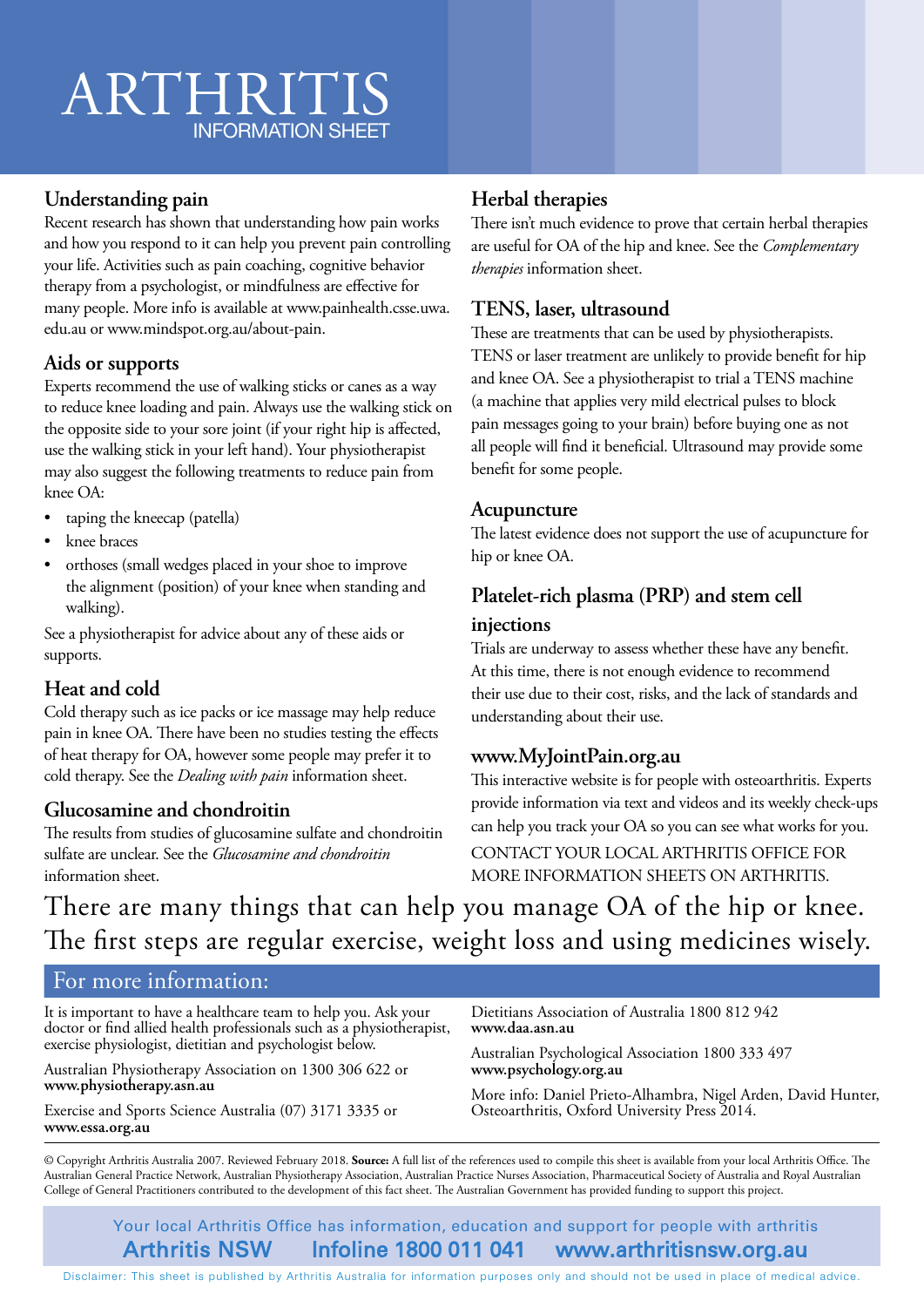# ARTHRITIS
INFORMATION SHEET

## Understanding pain

Recent research has shown that understanding how pain works and how you respond to it can help you prevent pain controlling your life. Activities such as pain coaching, cognitive behavior therapy from a psychologist, or mindfulness are effective for many people. More info is available at www.painhealth.csse.uwa.edu.au or www.mindspot.org.au/about-pain.

## Aids or supports

Experts recommend the use of walking sticks or canes as a way to reduce knee loading and pain. Always use the walking stick on the opposite side to your sore joint (if your right hip is affected, use the walking stick in your left hand). Your physiotherapist may also suggest the following treatments to reduce pain from knee OA:

- taping the kneecap (patella)
- knee braces
- orthoses (small wedges placed in your shoe to improve the alignment (position) of your knee when standing and walking).

See a physiotherapist for advice about any of these aids or supports.

## Heat and cold

Cold therapy such as ice packs or ice massage may help reduce pain in knee OA. There have been no studies testing the effects of heat therapy for OA, however some people may prefer it to cold therapy. See the *Dealing with pain* information sheet.

## Glucosamine and chondroitin

The results from studies of glucosamine sulfate and chondroitin sulfate are unclear. See the *Glucosamine and chondroitin* information sheet.

## Herbal therapies

There isn't much evidence to prove that certain herbal therapies are useful for OA of the hip and knee. See the *Complementary therapies* information sheet.

## TENS, laser, ultrasound

These are treatments that can be used by physiotherapists. TENS or laser treatment are unlikely to provide benefit for hip and knee OA. See a physiotherapist to trial a TENS machine (a machine that applies very mild electrical pulses to block pain messages going to your brain) before buying one as not all people will find it beneficial. Ultrasound may provide some benefit for some people.

## Acupuncture

The latest evidence does not support the use of acupuncture for hip or knee OA.

## Platelet-rich plasma (PRP) and stem cell injections

Trials are underway to assess whether these have any benefit. At this time, there is not enough evidence to recommend their use due to their cost, risks, and the lack of standards and understanding about their use.

## www.MyJointPain.org.au

This interactive website is for people with osteoarthritis. Experts provide information via text and videos and its weekly check-ups can help you track your OA so you can see what works for you.

CONTACT YOUR LOCAL ARTHRITIS OFFICE FOR MORE INFORMATION SHEETS ON ARTHRITIS.

There are many things that can help you manage OA of the hip or knee. The first steps are regular exercise, weight loss and using medicines wisely.

## For more information:

It is important to have a healthcare team to help you. Ask your doctor or find allied health professionals such as a physiotherapist, exercise physiologist, dietitian and psychologist below.

Australian Physiotherapy Association on 1300 306 622 or **www.physiotherapy.asn.au**

Exercise and Sports Science Australia (07) 3171 3335 or **www.essa.org.au**

Dietitians Association of Australia 1800 812 942 **www.daa.asn.au**

Australian Psychological Association 1800 333 497 **www.psychology.org.au**

More info: Daniel Prieto-Alhambra, Nigel Arden, David Hunter, Osteoarthritis, Oxford University Press 2014.

© Copyright Arthritis Australia 2007. Reviewed February 2018. **Source:** A full list of the references used to compile this sheet is available from your local Arthritis Office. The Australian General Practice Network, Australian Physiotherapy Association, Australian Practice Nurses Association, Pharmaceutical Society of Australia and Royal Australian College of General Practitioners contributed to the development of this fact sheet. The Australian Government has provided funding to support this project.

Your local Arthritis Office has information, education and support for people with arthritis

**Arthritis NSW Infoline 1800 011 041 www.arthritisnsw.org.au**

Disclaimer: This sheet is published by Arthritis Australia for information purposes only and should not be used in place of medical advice.